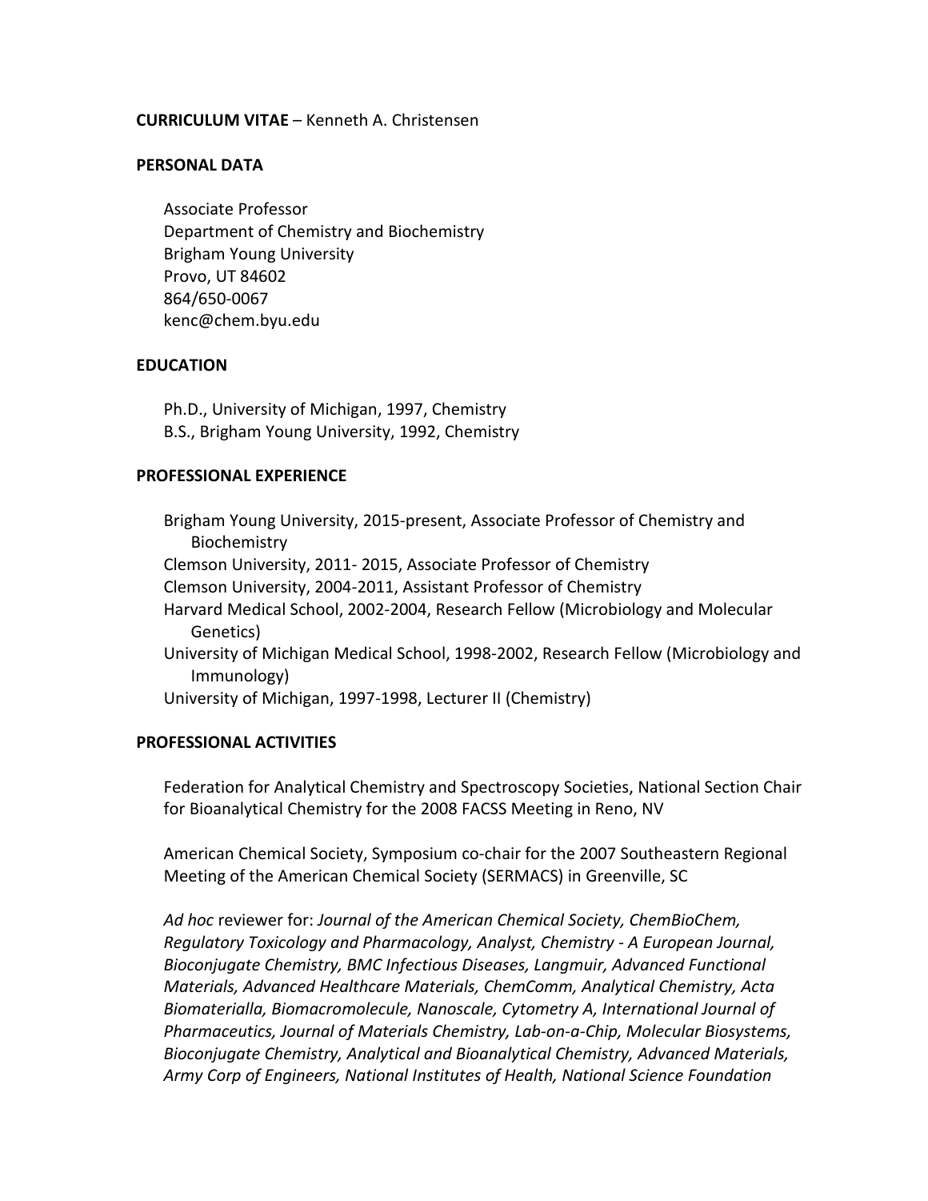**CURRICULUM VITAE** – Kenneth A. Christensen

## PERSONAL DATA

Associate Professor
Department of Chemistry and Biochemistry
Brigham Young University
Provo, UT 84602
864/650-0067
kenc@chem.byu.edu

## EDUCATION

Ph.D., University of Michigan, 1997, Chemistry
B.S., Brigham Young University, 1992, Chemistry

## PROFESSIONAL EXPERIENCE

Brigham Young University, 2015-present, Associate Professor of Chemistry and Biochemistry
Clemson University, 2011- 2015, Associate Professor of Chemistry
Clemson University, 2004-2011, Assistant Professor of Chemistry
Harvard Medical School, 2002-2004, Research Fellow (Microbiology and Molecular Genetics)
University of Michigan Medical School, 1998-2002, Research Fellow (Microbiology and Immunology)
University of Michigan, 1997-1998, Lecturer II (Chemistry)

## PROFESSIONAL ACTIVITIES

Federation for Analytical Chemistry and Spectroscopy Societies, National Section Chair for Bioanalytical Chemistry for the 2008 FACSS Meeting in Reno, NV

American Chemical Society, Symposium co-chair for the 2007 Southeastern Regional Meeting of the American Chemical Society (SERMACS) in Greenville, SC

*Ad hoc* reviewer for: *Journal of the American Chemical Society, ChemBioChem, Regulatory Toxicology and Pharmacology, Analyst, Chemistry - A European Journal, Bioconjugate Chemistry, BMC Infectious Diseases, Langmuir, Advanced Functional Materials, Advanced Healthcare Materials, ChemComm, Analytical Chemistry, Acta Biomaterialla, Biomacromolecule, Nanoscale, Cytometry A, International Journal of Pharmaceutics, Journal of Materials Chemistry, Lab-on-a-Chip, Molecular Biosystems, Bioconjugate Chemistry, Analytical and Bioanalytical Chemistry, Advanced Materials, Army Corp of Engineers, National Institutes of Health, National Science Foundation*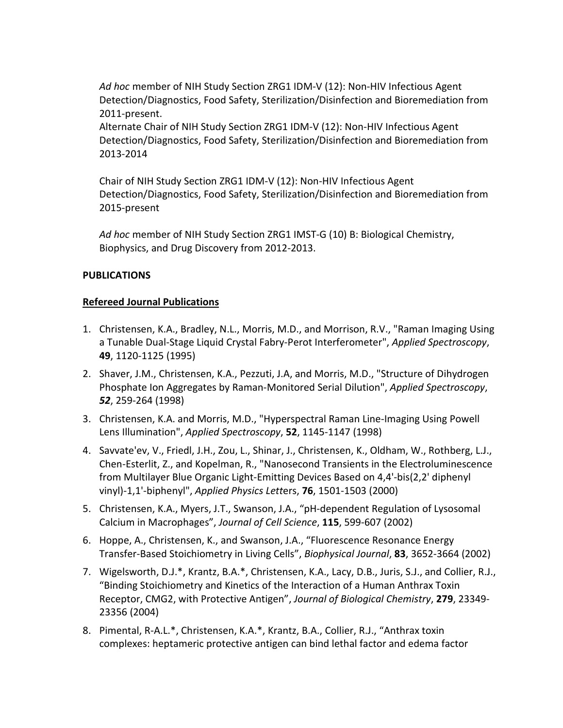*Ad hoc* member of NIH Study Section ZRG1 IDM-V (12): Non-HIV Infectious Agent Detection/Diagnostics, Food Safety, Sterilization/Disinfection and Bioremediation from 2011-present.
Alternate Chair of NIH Study Section ZRG1 IDM-V (12): Non-HIV Infectious Agent Detection/Diagnostics, Food Safety, Sterilization/Disinfection and Bioremediation from 2013-2014

Chair of NIH Study Section ZRG1 IDM-V (12): Non-HIV Infectious Agent Detection/Diagnostics, Food Safety, Sterilization/Disinfection and Bioremediation from 2015-present

*Ad hoc* member of NIH Study Section ZRG1 IMST-G (10) B: Biological Chemistry, Biophysics, and Drug Discovery from 2012-2013.

**PUBLICATIONS**

**Refereed Journal Publications**

1. Christensen, K.A., Bradley, N.L., Morris, M.D., and Morrison, R.V., "Raman Imaging Using a Tunable Dual-Stage Liquid Crystal Fabry-Perot Interferometer", *Applied Spectroscopy*, **49**, 1120-1125 (1995)
2. Shaver, J.M., Christensen, K.A., Pezzuti, J.A, and Morris, M.D., "Structure of Dihydrogen Phosphate Ion Aggregates by Raman-Monitored Serial Dilution", *Applied Spectroscopy*, ***52***, 259-264 (1998)
3. Christensen, K.A. and Morris, M.D., "Hyperspectral Raman Line-Imaging Using Powell Lens Illumination", *Applied Spectroscopy*, **52**, 1145-1147 (1998)
4. Savvate'ev, V., Friedl, J.H., Zou, L., Shinar, J., Christensen, K., Oldham, W., Rothberg, L.J., Chen-Esterlit, Z., and Kopelman, R., "Nanosecond Transients in the Electroluminescence from Multilayer Blue Organic Light-Emitting Devices Based on 4,4'-bis(2,2' diphenyl vinyl)-1,1'-biphenyl", *Applied Physics Lett*ers, **76**, 1501-1503 (2000)
5. Christensen, K.A., Myers, J.T., Swanson, J.A., “pH-dependent Regulation of Lysosomal Calcium in Macrophages”, *Journal of Cell Science*, **115**, 599-607 (2002)
6. Hoppe, A., Christensen, K., and Swanson, J.A., “Fluorescence Resonance Energy Transfer-Based Stoichiometry in Living Cells”, *Biophysical Journal*, **83**, 3652-3664 (2002)
7. Wigelsworth, D.J.*, Krantz, B.A.*, Christensen, K.A., Lacy, D.B., Juris, S.J., and Collier, R.J., “Binding Stoichiometry and Kinetics of the Interaction of a Human Anthrax Toxin Receptor, CMG2, with Protective Antigen”, *Journal of Biological Chemistry*, **279**, 23349-23356 (2004)
8. Pimental, R-A.L.*, Christensen, K.A.*, Krantz, B.A., Collier, R.J., “Anthrax toxin complexes: heptameric protective antigen can bind lethal factor and edema factor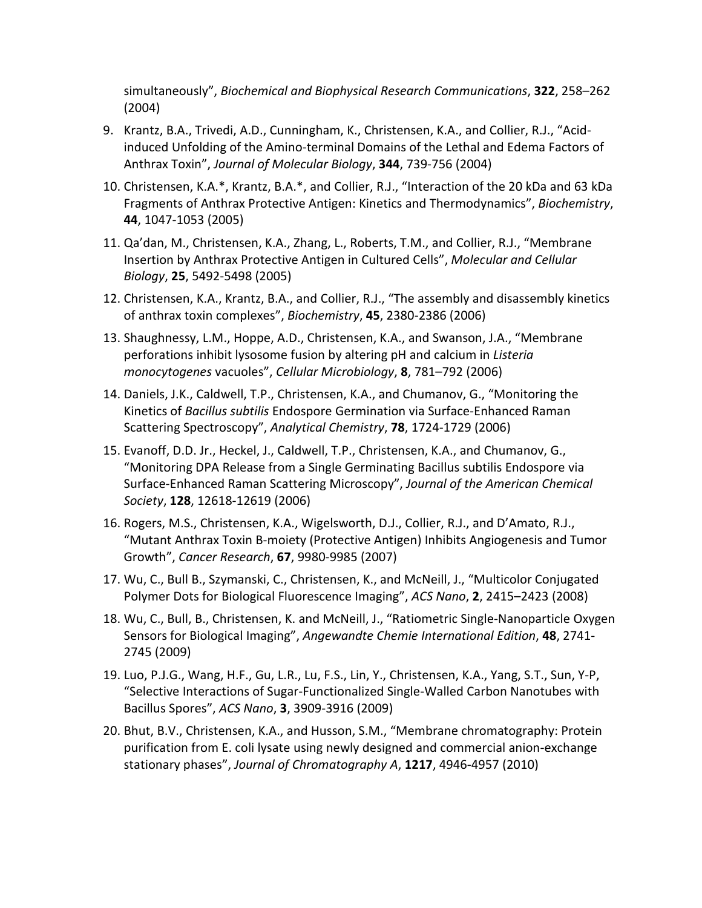simultaneously", *Biochemical and Biophysical Research Communications*, **322**, 258–262 (2004)

9. Krantz, B.A., Trivedi, A.D., Cunningham, K., Christensen, K.A., and Collier, R.J., "Acid-induced Unfolding of the Amino-terminal Domains of the Lethal and Edema Factors of Anthrax Toxin", *Journal of Molecular Biology*, **344**, 739-756 (2004)
10. Christensen, K.A.*, Krantz, B.A.*, and Collier, R.J., "Interaction of the 20 kDa and 63 kDa Fragments of Anthrax Protective Antigen: Kinetics and Thermodynamics", *Biochemistry*, **44**, 1047-1053 (2005)
11. Qa'dan, M., Christensen, K.A., Zhang, L., Roberts, T.M., and Collier, R.J., "Membrane Insertion by Anthrax Protective Antigen in Cultured Cells", *Molecular and Cellular Biology*, **25**, 5492-5498 (2005)
12. Christensen, K.A., Krantz, B.A., and Collier, R.J., "The assembly and disassembly kinetics of anthrax toxin complexes", *Biochemistry*, **45**, 2380-2386 (2006)
13. Shaughnessy, L.M., Hoppe, A.D., Christensen, K.A., and Swanson, J.A., "Membrane perforations inhibit lysosome fusion by altering pH and calcium in *Listeria monocytogenes* vacuoles", *Cellular Microbiology*, **8**, 781–792 (2006)
14. Daniels, J.K., Caldwell, T.P., Christensen, K.A., and Chumanov, G., "Monitoring the Kinetics of *Bacillus subtilis* Endospore Germination via Surface-Enhanced Raman Scattering Spectroscopy", *Analytical Chemistry*, **78**, 1724-1729 (2006)
15. Evanoff, D.D. Jr., Heckel, J., Caldwell, T.P., Christensen, K.A., and Chumanov, G., "Monitoring DPA Release from a Single Germinating Bacillus subtilis Endospore via Surface-Enhanced Raman Scattering Microscopy", *Journal of the American Chemical Society*, **128**, 12618-12619 (2006)
16. Rogers, M.S., Christensen, K.A., Wigelsworth, D.J., Collier, R.J., and D'Amato, R.J., "Mutant Anthrax Toxin B-moiety (Protective Antigen) Inhibits Angiogenesis and Tumor Growth", *Cancer Research*, **67**, 9980-9985 (2007)
17. Wu, C., Bull B., Szymanski, C., Christensen, K., and McNeill, J., "Multicolor Conjugated Polymer Dots for Biological Fluorescence Imaging", *ACS Nano*, **2**, 2415–2423 (2008)
18. Wu, C., Bull, B., Christensen, K. and McNeill, J., "Ratiometric Single-Nanoparticle Oxygen Sensors for Biological Imaging", *Angewandte Chemie International Edition*, **48**, 2741-2745 (2009)
19. Luo, P.J.G., Wang, H.F., Gu, L.R., Lu, F.S., Lin, Y., Christensen, K.A., Yang, S.T., Sun, Y-P, "Selective Interactions of Sugar-Functionalized Single-Walled Carbon Nanotubes with Bacillus Spores", *ACS Nano*, **3**, 3909-3916 (2009)
20. Bhut, B.V., Christensen, K.A., and Husson, S.M., "Membrane chromatography: Protein purification from E. coli lysate using newly designed and commercial anion-exchange stationary phases", *Journal of Chromatography A*, **1217**, 4946-4957 (2010)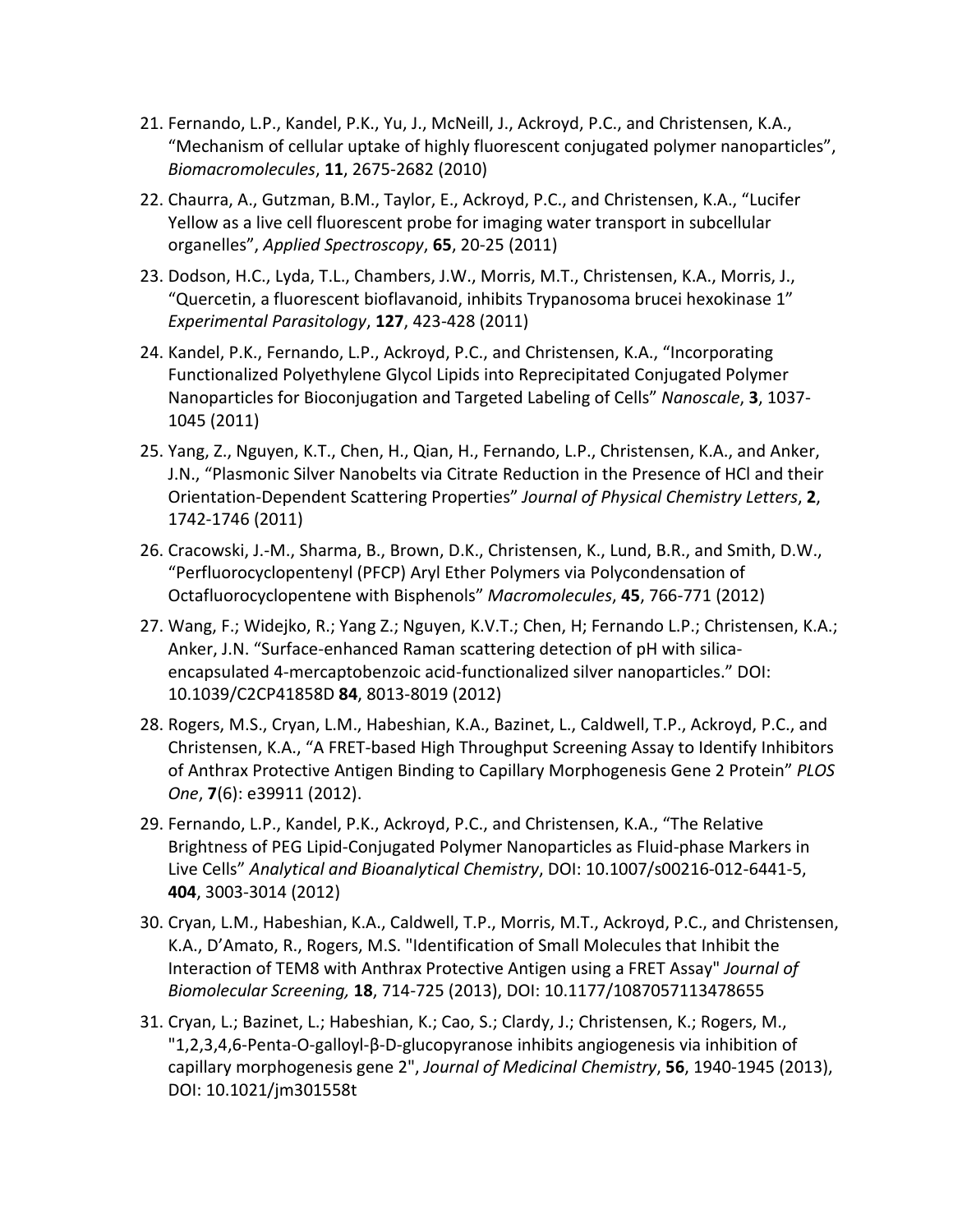21. Fernando, L.P., Kandel, P.K., Yu, J., McNeill, J., Ackroyd, P.C., and Christensen, K.A., "Mechanism of cellular uptake of highly fluorescent conjugated polymer nanoparticles", *Biomacromolecules*, **11**, 2675-2682 (2010)

22. Chaurra, A., Gutzman, B.M., Taylor, E., Ackroyd, P.C., and Christensen, K.A., "Lucifer Yellow as a live cell fluorescent probe for imaging water transport in subcellular organelles", *Applied Spectroscopy*, **65**, 20-25 (2011)

23. Dodson, H.C., Lyda, T.L., Chambers, J.W., Morris, M.T., Christensen, K.A., Morris, J., "Quercetin, a fluorescent bioflavanoid, inhibits Trypanosoma brucei hexokinase 1" *Experimental Parasitology*, **127**, 423-428 (2011)

24. Kandel, P.K., Fernando, L.P., Ackroyd, P.C., and Christensen, K.A., "Incorporating Functionalized Polyethylene Glycol Lipids into Reprecipitated Conjugated Polymer Nanoparticles for Bioconjugation and Targeted Labeling of Cells" *Nanoscale*, **3**, 1037-1045 (2011)

25. Yang, Z., Nguyen, K.T., Chen, H., Qian, H., Fernando, L.P., Christensen, K.A., and Anker, J.N., "Plasmonic Silver Nanobelts via Citrate Reduction in the Presence of HCl and their Orientation-Dependent Scattering Properties" *Journal of Physical Chemistry Letters*, **2**, 1742-1746 (2011)

26. Cracowski, J.-M., Sharma, B., Brown, D.K., Christensen, K., Lund, B.R., and Smith, D.W., "Perfluorocyclopentenyl (PFCP) Aryl Ether Polymers via Polycondensation of Octafluorocyclopentene with Bisphenols" *Macromolecules*, **45**, 766-771 (2012)

27. Wang, F.; Widejko, R.; Yang Z.; Nguyen, K.V.T.; Chen, H; Fernando L.P.; Christensen, K.A.; Anker, J.N. "Surface-enhanced Raman scattering detection of pH with silica-encapsulated 4-mercaptobenzoic acid-functionalized silver nanoparticles." DOI: 10.1039/C2CP41858D **84**, 8013-8019 (2012)

28. Rogers, M.S., Cryan, L.M., Habeshian, K.A., Bazinet, L., Caldwell, T.P., Ackroyd, P.C., and Christensen, K.A., "A FRET-based High Throughput Screening Assay to Identify Inhibitors of Anthrax Protective Antigen Binding to Capillary Morphogenesis Gene 2 Protein" *PLOS One*, **7**(6): e39911 (2012).

29. Fernando, L.P., Kandel, P.K., Ackroyd, P.C., and Christensen, K.A., "The Relative Brightness of PEG Lipid-Conjugated Polymer Nanoparticles as Fluid-phase Markers in Live Cells" *Analytical and Bioanalytical Chemistry*, DOI: 10.1007/s00216-012-6441-5, **404**, 3003-3014 (2012)

30. Cryan, L.M., Habeshian, K.A., Caldwell, T.P., Morris, M.T., Ackroyd, P.C., and Christensen, K.A., D'Amato, R., Rogers, M.S. "Identification of Small Molecules that Inhibit the Interaction of TEM8 with Anthrax Protective Antigen using a FRET Assay" *Journal of Biomolecular Screening,* **18**, 714-725 (2013), DOI: 10.1177/1087057113478655

31. Cryan, L.; Bazinet, L.; Habeshian, K.; Cao, S.; Clardy, J.; Christensen, K.; Rogers, M., "1,2,3,4,6-Penta-O-galloyl-β-D-glucopyranose inhibits angiogenesis via inhibition of capillary morphogenesis gene 2", *Journal of Medicinal Chemistry*, **56**, 1940-1945 (2013), DOI: 10.1021/jm301558t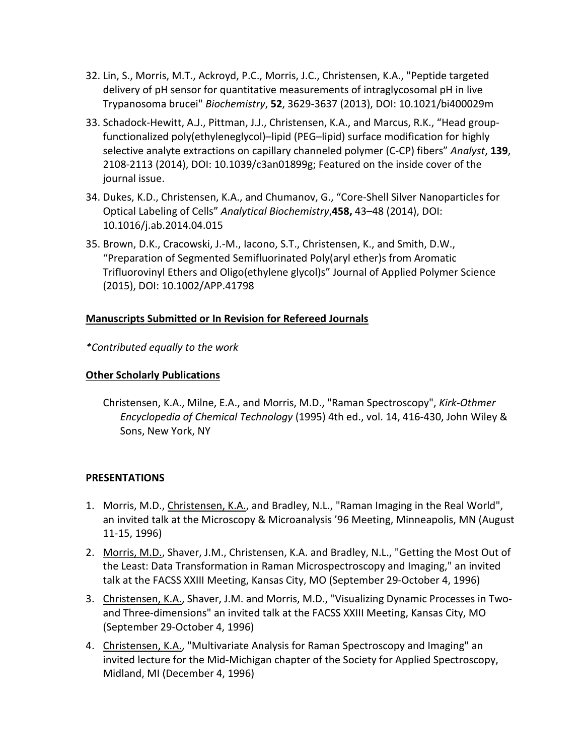32. Lin, S., Morris, M.T., Ackroyd, P.C., Morris, J.C., Christensen, K.A., "Peptide targeted delivery of pH sensor for quantitative measurements of intraglycosomal pH in live Trypanosoma brucei" *Biochemistry*, **52**, 3629-3637 (2013), DOI: 10.1021/bi400029m

33. Schadock-Hewitt, A.J., Pittman, J.J., Christensen, K.A., and Marcus, R.K., "Head group-functionalized poly(ethyleneglycol)–lipid (PEG–lipid) surface modification for highly selective analyte extractions on capillary channeled polymer (C-CP) fibers" *Analyst*, **139**, 2108-2113 (2014), DOI: 10.1039/c3an01899g; Featured on the inside cover of the journal issue.

34. Dukes, K.D., Christensen, K.A., and Chumanov, G., "Core-Shell Silver Nanoparticles for Optical Labeling of Cells" *Analytical Biochemistry*,**458,** 43–48 (2014), DOI: 10.1016/j.ab.2014.04.015

35. Brown, D.K., Cracowski, J.-M., Iacono, S.T., Christensen, K., and Smith, D.W., "Preparation of Segmented Semifluorinated Poly(aryl ether)s from Aromatic Trifluorovinyl Ethers and Oligo(ethylene glycol)s" Journal of Applied Polymer Science (2015), DOI: 10.1002/APP.41798

**Manuscripts Submitted or In Revision for Refereed Journals**

*\*Contributed equally to the work*

**Other Scholarly Publications**

Christensen, K.A., Milne, E.A., and Morris, M.D., "Raman Spectroscopy", *Kirk-Othmer Encyclopedia of Chemical Technology* (1995) 4th ed., vol. 14, 416-430, John Wiley & Sons, New York, NY

**PRESENTATIONS**

1. Morris, M.D., Christensen, K.A., and Bradley, N.L., "Raman Imaging in the Real World", an invited talk at the Microscopy & Microanalysis '96 Meeting, Minneapolis, MN (August 11-15, 1996)
2. Morris, M.D., Shaver, J.M., Christensen, K.A. and Bradley, N.L., "Getting the Most Out of the Least: Data Transformation in Raman Microspectroscopy and Imaging," an invited talk at the FACSS XXIII Meeting, Kansas City, MO (September 29-October 4, 1996)
3. Christensen, K.A., Shaver, J.M. and Morris, M.D., "Visualizing Dynamic Processes in Two- and Three-dimensions" an invited talk at the FACSS XXIII Meeting, Kansas City, MO (September 29-October 4, 1996)
4. Christensen, K.A., "Multivariate Analysis for Raman Spectroscopy and Imaging" an invited lecture for the Mid-Michigan chapter of the Society for Applied Spectroscopy, Midland, MI (December 4, 1996)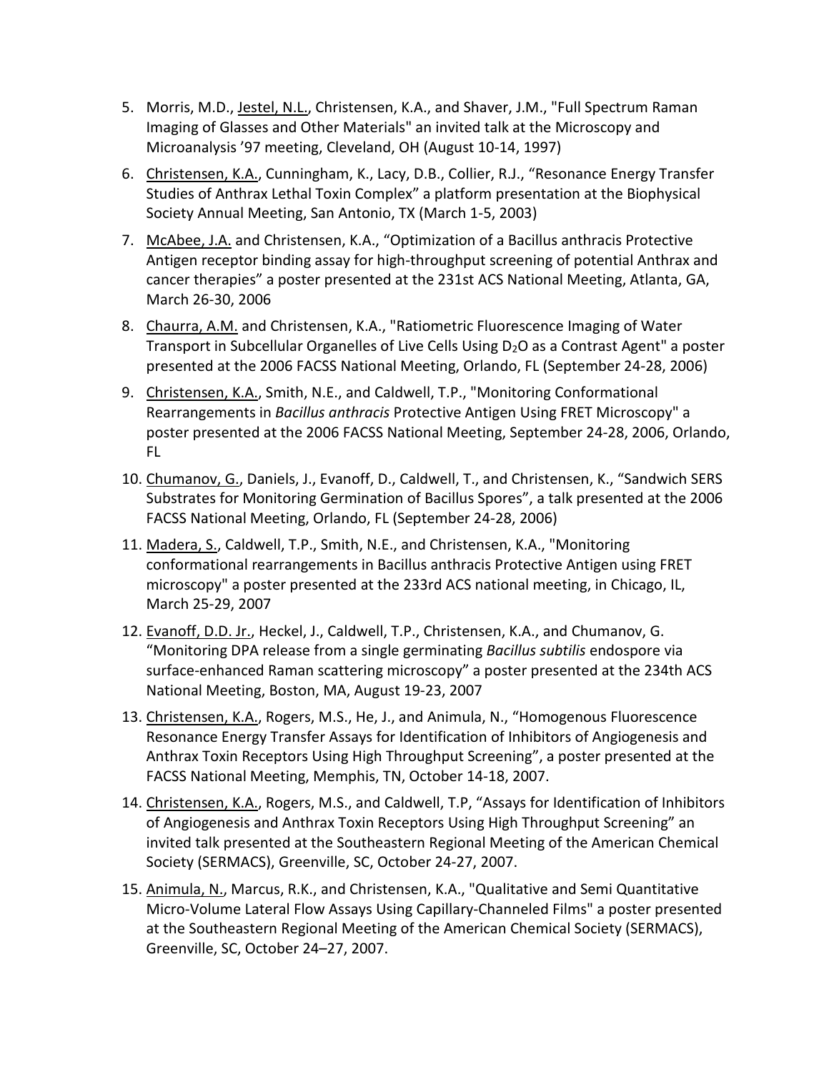5. Morris, M.D., Jestel, N.L., Christensen, K.A., and Shaver, J.M., "Full Spectrum Raman Imaging of Glasses and Other Materials" an invited talk at the Microscopy and Microanalysis '97 meeting, Cleveland, OH (August 10-14, 1997)
6. Christensen, K.A., Cunningham, K., Lacy, D.B., Collier, R.J., "Resonance Energy Transfer Studies of Anthrax Lethal Toxin Complex" a platform presentation at the Biophysical Society Annual Meeting, San Antonio, TX (March 1-5, 2003)
7. McAbee, J.A. and Christensen, K.A., "Optimization of a Bacillus anthracis Protective Antigen receptor binding assay for high-throughput screening of potential Anthrax and cancer therapies" a poster presented at the 231st ACS National Meeting, Atlanta, GA, March 26-30, 2006
8. Chaurra, A.M. and Christensen, K.A., "Ratiometric Fluorescence Imaging of Water Transport in Subcellular Organelles of Live Cells Using $D_2O$ as a Contrast Agent" a poster presented at the 2006 FACSS National Meeting, Orlando, FL (September 24-28, 2006)
9. Christensen, K.A., Smith, N.E., and Caldwell, T.P., "Monitoring Conformational Rearrangements in *Bacillus anthracis* Protective Antigen Using FRET Microscopy" a poster presented at the 2006 FACSS National Meeting, September 24-28, 2006, Orlando, FL
10. Chumanov, G., Daniels, J., Evanoff, D., Caldwell, T., and Christensen, K., "Sandwich SERS Substrates for Monitoring Germination of Bacillus Spores", a talk presented at the 2006 FACSS National Meeting, Orlando, FL (September 24-28, 2006)
11. Madera, S., Caldwell, T.P., Smith, N.E., and Christensen, K.A., "Monitoring conformational rearrangements in Bacillus anthracis Protective Antigen using FRET microscopy" a poster presented at the 233rd ACS national meeting, in Chicago, IL, March 25-29, 2007
12. Evanoff, D.D. Jr., Heckel, J., Caldwell, T.P., Christensen, K.A., and Chumanov, G. "Monitoring DPA release from a single germinating *Bacillus subtilis* endospore via surface-enhanced Raman scattering microscopy" a poster presented at the 234th ACS National Meeting, Boston, MA, August 19-23, 2007
13. Christensen, K.A., Rogers, M.S., He, J., and Animula, N., "Homogenous Fluorescence Resonance Energy Transfer Assays for Identification of Inhibitors of Angiogenesis and Anthrax Toxin Receptors Using High Throughput Screening", a poster presented at the FACSS National Meeting, Memphis, TN, October 14-18, 2007.
14. Christensen, K.A., Rogers, M.S., and Caldwell, T.P, "Assays for Identification of Inhibitors of Angiogenesis and Anthrax Toxin Receptors Using High Throughput Screening" an invited talk presented at the Southeastern Regional Meeting of the American Chemical Society (SERMACS), Greenville, SC, October 24-27, 2007.
15. Animula, N., Marcus, R.K., and Christensen, K.A., "Qualitative and Semi Quantitative Micro-Volume Lateral Flow Assays Using Capillary-Channeled Films" a poster presented at the Southeastern Regional Meeting of the American Chemical Society (SERMACS), Greenville, SC, October 24–27, 2007.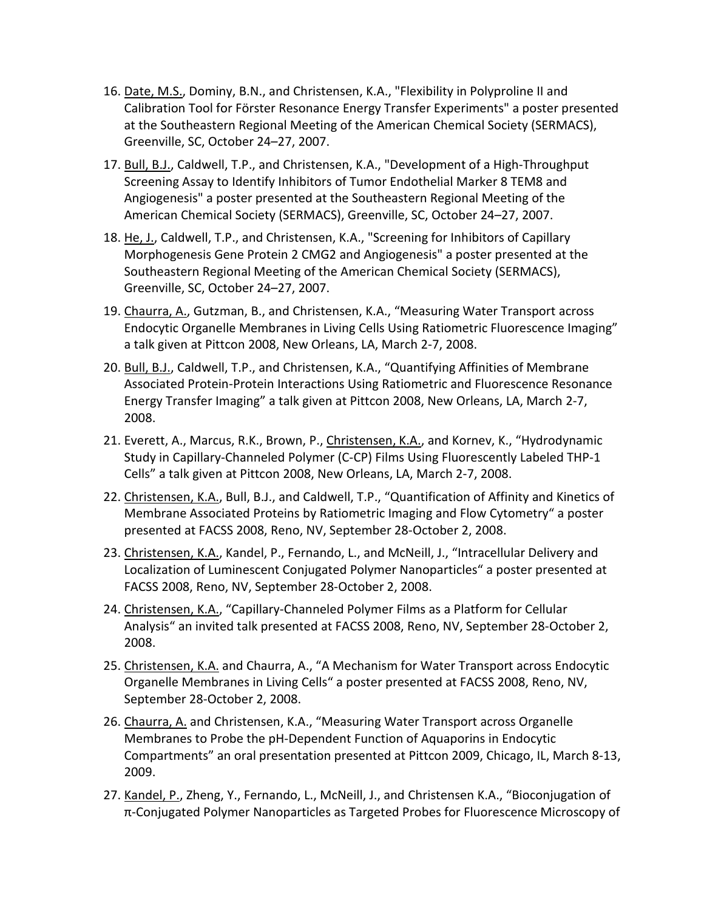16. Date, M.S., Dominy, B.N., and Christensen, K.A., "Flexibility in Polyproline II and Calibration Tool for Förster Resonance Energy Transfer Experiments" a poster presented at the Southeastern Regional Meeting of the American Chemical Society (SERMACS), Greenville, SC, October 24–27, 2007.
17. Bull, B.J., Caldwell, T.P., and Christensen, K.A., "Development of a High-Throughput Screening Assay to Identify Inhibitors of Tumor Endothelial Marker 8 TEM8 and Angiogenesis" a poster presented at the Southeastern Regional Meeting of the American Chemical Society (SERMACS), Greenville, SC, October 24–27, 2007.
18. He, J., Caldwell, T.P., and Christensen, K.A., "Screening for Inhibitors of Capillary Morphogenesis Gene Protein 2 CMG2 and Angiogenesis" a poster presented at the Southeastern Regional Meeting of the American Chemical Society (SERMACS), Greenville, SC, October 24–27, 2007.
19. Chaurra, A., Gutzman, B., and Christensen, K.A., "Measuring Water Transport across Endocytic Organelle Membranes in Living Cells Using Ratiometric Fluorescence Imaging" a talk given at Pittcon 2008, New Orleans, LA, March 2-7, 2008.
20. Bull, B.J., Caldwell, T.P., and Christensen, K.A., "Quantifying Affinities of Membrane Associated Protein-Protein Interactions Using Ratiometric and Fluorescence Resonance Energy Transfer Imaging" a talk given at Pittcon 2008, New Orleans, LA, March 2-7, 2008.
21. Everett, A., Marcus, R.K., Brown, P., Christensen, K.A., and Kornev, K., "Hydrodynamic Study in Capillary-Channeled Polymer (C-CP) Films Using Fluorescently Labeled THP-1 Cells" a talk given at Pittcon 2008, New Orleans, LA, March 2-7, 2008.
22. Christensen, K.A., Bull, B.J., and Caldwell, T.P., "Quantification of Affinity and Kinetics of Membrane Associated Proteins by Ratiometric Imaging and Flow Cytometry" a poster presented at FACSS 2008, Reno, NV, September 28-October 2, 2008.
23. Christensen, K.A., Kandel, P., Fernando, L., and McNeill, J., "Intracellular Delivery and Localization of Luminescent Conjugated Polymer Nanoparticles" a poster presented at FACSS 2008, Reno, NV, September 28-October 2, 2008.
24. Christensen, K.A., "Capillary-Channeled Polymer Films as a Platform for Cellular Analysis" an invited talk presented at FACSS 2008, Reno, NV, September 28-October 2, 2008.
25. Christensen, K.A. and Chaurra, A., "A Mechanism for Water Transport across Endocytic Organelle Membranes in Living Cells" a poster presented at FACSS 2008, Reno, NV, September 28-October 2, 2008.
26. Chaurra, A. and Christensen, K.A., "Measuring Water Transport across Organelle Membranes to Probe the pH-Dependent Function of Aquaporins in Endocytic Compartments" an oral presentation presented at Pittcon 2009, Chicago, IL, March 8-13, 2009.
27. Kandel, P., Zheng, Y., Fernando, L., McNeill, J., and Christensen K.A., "Bioconjugation of π-Conjugated Polymer Nanoparticles as Targeted Probes for Fluorescence Microscopy of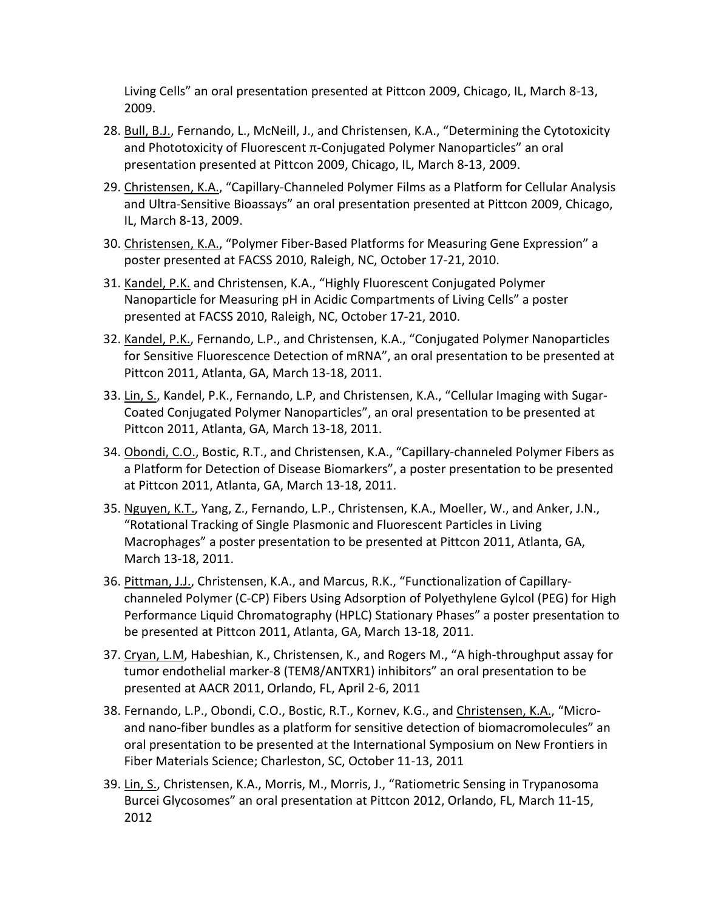Living Cells" an oral presentation presented at Pittcon 2009, Chicago, IL, March 8-13, 2009.

28. Bull, B.J., Fernando, L., McNeill, J., and Christensen, K.A., "Determining the Cytotoxicity and Phototoxicity of Fluorescent π-Conjugated Polymer Nanoparticles" an oral presentation presented at Pittcon 2009, Chicago, IL, March 8-13, 2009.
29. Christensen, K.A., "Capillary-Channeled Polymer Films as a Platform for Cellular Analysis and Ultra-Sensitive Bioassays" an oral presentation presented at Pittcon 2009, Chicago, IL, March 8-13, 2009.
30. Christensen, K.A., "Polymer Fiber-Based Platforms for Measuring Gene Expression" a poster presented at FACSS 2010, Raleigh, NC, October 17-21, 2010.
31. Kandel, P.K. and Christensen, K.A., "Highly Fluorescent Conjugated Polymer Nanoparticle for Measuring pH in Acidic Compartments of Living Cells" a poster presented at FACSS 2010, Raleigh, NC, October 17-21, 2010.
32. Kandel, P.K., Fernando, L.P., and Christensen, K.A., "Conjugated Polymer Nanoparticles for Sensitive Fluorescence Detection of mRNA", an oral presentation to be presented at Pittcon 2011, Atlanta, GA, March 13-18, 2011.
33. Lin, S., Kandel, P.K., Fernando, L.P, and Christensen, K.A., "Cellular Imaging with Sugar-Coated Conjugated Polymer Nanoparticles", an oral presentation to be presented at Pittcon 2011, Atlanta, GA, March 13-18, 2011.
34. Obondi, C.O., Bostic, R.T., and Christensen, K.A., "Capillary-channeled Polymer Fibers as a Platform for Detection of Disease Biomarkers", a poster presentation to be presented at Pittcon 2011, Atlanta, GA, March 13-18, 2011.
35. Nguyen, K.T., Yang, Z., Fernando, L.P., Christensen, K.A., Moeller, W., and Anker, J.N., "Rotational Tracking of Single Plasmonic and Fluorescent Particles in Living Macrophages" a poster presentation to be presented at Pittcon 2011, Atlanta, GA, March 13-18, 2011.
36. Pittman, J.J., Christensen, K.A., and Marcus, R.K., "Functionalization of Capillary-channeled Polymer (C-CP) Fibers Using Adsorption of Polyethylene Gylcol (PEG) for High Performance Liquid Chromatography (HPLC) Stationary Phases" a poster presentation to be presented at Pittcon 2011, Atlanta, GA, March 13-18, 2011.
37. Cryan, L.M, Habeshian, K., Christensen, K., and Rogers M., "A high-throughput assay for tumor endothelial marker-8 (TEM8/ANTXR1) inhibitors" an oral presentation to be presented at AACR 2011, Orlando, FL, April 2-6, 2011
38. Fernando, L.P., Obondi, C.O., Bostic, R.T., Kornev, K.G., and Christensen, K.A., "Micro- and nano-fiber bundles as a platform for sensitive detection of biomacromolecules" an oral presentation to be presented at the International Symposium on New Frontiers in Fiber Materials Science; Charleston, SC, October 11-13, 2011
39. Lin, S., Christensen, K.A., Morris, M., Morris, J., "Ratiometric Sensing in Trypanosoma Burcei Glycosomes" an oral presentation at Pittcon 2012, Orlando, FL, March 11-15, 2012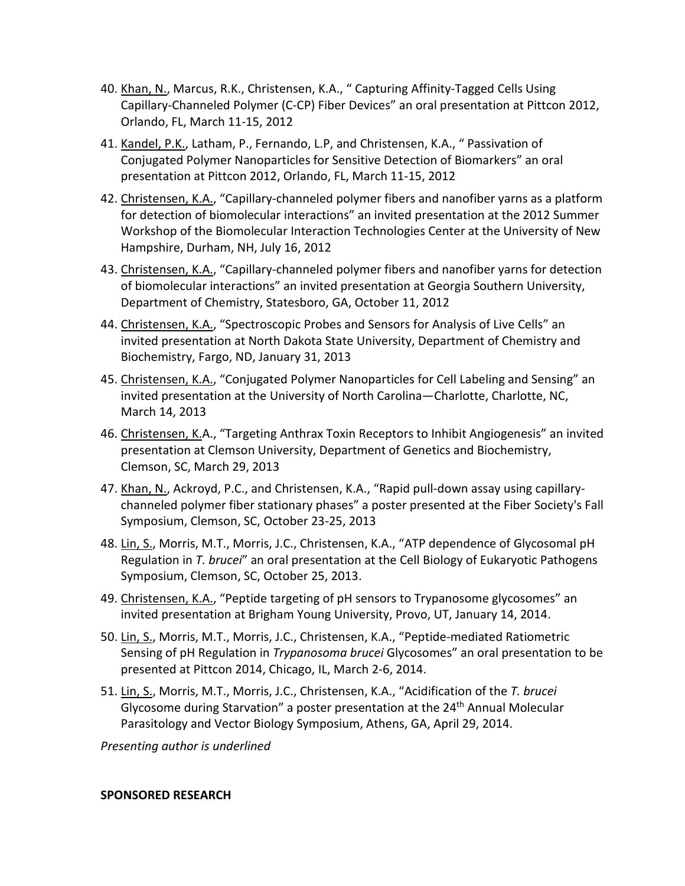40. Khan, N., Marcus, R.K., Christensen, K.A., " Capturing Affinity-Tagged Cells Using Capillary-Channeled Polymer (C-CP) Fiber Devices" an oral presentation at Pittcon 2012, Orlando, FL, March 11-15, 2012

41. Kandel, P.K., Latham, P., Fernando, L.P, and Christensen, K.A., " Passivation of Conjugated Polymer Nanoparticles for Sensitive Detection of Biomarkers" an oral presentation at Pittcon 2012, Orlando, FL, March 11-15, 2012

42. Christensen, K.A., "Capillary-channeled polymer fibers and nanofiber yarns as a platform for detection of biomolecular interactions" an invited presentation at the 2012 Summer Workshop of the Biomolecular Interaction Technologies Center at the University of New Hampshire, Durham, NH, July 16, 2012

43. Christensen, K.A., "Capillary-channeled polymer fibers and nanofiber yarns for detection of biomolecular interactions" an invited presentation at Georgia Southern University, Department of Chemistry, Statesboro, GA, October 11, 2012

44. Christensen, K.A., "Spectroscopic Probes and Sensors for Analysis of Live Cells" an invited presentation at North Dakota State University, Department of Chemistry and Biochemistry, Fargo, ND, January 31, 2013

45. Christensen, K.A., "Conjugated Polymer Nanoparticles for Cell Labeling and Sensing" an invited presentation at the University of North Carolina—Charlotte, Charlotte, NC, March 14, 2013

46. Christensen, K.A., "Targeting Anthrax Toxin Receptors to Inhibit Angiogenesis" an invited presentation at Clemson University, Department of Genetics and Biochemistry, Clemson, SC, March 29, 2013

47. Khan, N., Ackroyd, P.C., and Christensen, K.A., "Rapid pull-down assay using capillary-channeled polymer fiber stationary phases" a poster presented at the Fiber Society's Fall Symposium, Clemson, SC, October 23-25, 2013

48. Lin, S., Morris, M.T., Morris, J.C., Christensen, K.A., "ATP dependence of Glycosomal pH Regulation in *T. brucei*" an oral presentation at the Cell Biology of Eukaryotic Pathogens Symposium, Clemson, SC, October 25, 2013.

49. Christensen, K.A., "Peptide targeting of pH sensors to Trypanosome glycosomes" an invited presentation at Brigham Young University, Provo, UT, January 14, 2014.

50. Lin, S., Morris, M.T., Morris, J.C., Christensen, K.A., "Peptide-mediated Ratiometric Sensing of pH Regulation in *Trypanosoma brucei* Glycosomes" an oral presentation to be presented at Pittcon 2014, Chicago, IL, March 2-6, 2014.

51. Lin, S., Morris, M.T., Morris, J.C., Christensen, K.A., "Acidification of the *T. brucei* Glycosome during Starvation" a poster presentation at the 24th Annual Molecular Parasitology and Vector Biology Symposium, Athens, GA, April 29, 2014.

*Presenting author is underlined*

**SPONSORED RESEARCH**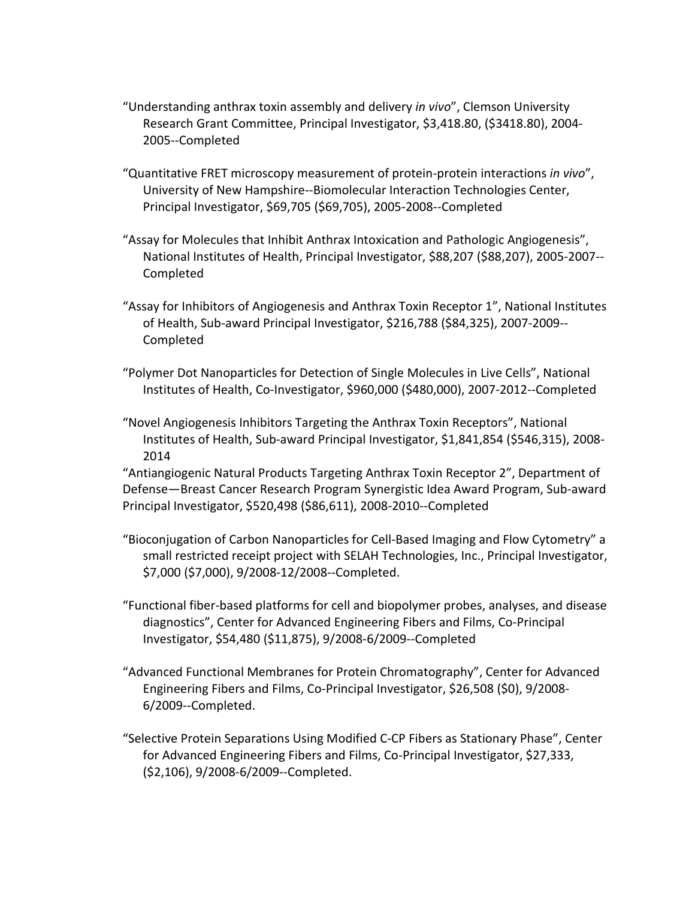"Understanding anthrax toxin assembly and delivery *in vivo*", Clemson University Research Grant Committee, Principal Investigator, $3,418.80, ($3418.80), 2004-2005--Completed

"Quantitative FRET microscopy measurement of protein-protein interactions *in vivo*", University of New Hampshire--Biomolecular Interaction Technologies Center, Principal Investigator, $69,705 ($69,705), 2005-2008--Completed

"Assay for Molecules that Inhibit Anthrax Intoxication and Pathologic Angiogenesis", National Institutes of Health, Principal Investigator, $88,207 ($88,207), 2005-2007--Completed

"Assay for Inhibitors of Angiogenesis and Anthrax Toxin Receptor 1", National Institutes of Health, Sub-award Principal Investigator, $216,788 ($84,325), 2007-2009--Completed

"Polymer Dot Nanoparticles for Detection of Single Molecules in Live Cells", National Institutes of Health, Co-Investigator, $960,000 ($480,000), 2007-2012--Completed

"Novel Angiogenesis Inhibitors Targeting the Anthrax Toxin Receptors", National Institutes of Health, Sub-award Principal Investigator, $1,841,854 ($546,315), 2008-2014

"Antiangiogenic Natural Products Targeting Anthrax Toxin Receptor 2", Department of Defense—Breast Cancer Research Program Synergistic Idea Award Program, Sub-award Principal Investigator, $520,498 ($86,611), 2008-2010--Completed

"Bioconjugation of Carbon Nanoparticles for Cell-Based Imaging and Flow Cytometry" a small restricted receipt project with SELAH Technologies, Inc., Principal Investigator, $7,000 ($7,000), 9/2008-12/2008--Completed.

"Functional fiber-based platforms for cell and biopolymer probes, analyses, and disease diagnostics", Center for Advanced Engineering Fibers and Films, Co-Principal Investigator, $54,480 ($11,875), 9/2008-6/2009--Completed

"Advanced Functional Membranes for Protein Chromatography", Center for Advanced Engineering Fibers and Films, Co-Principal Investigator, $26,508 ($0), 9/2008-6/2009--Completed.

"Selective Protein Separations Using Modified C-CP Fibers as Stationary Phase", Center for Advanced Engineering Fibers and Films, Co-Principal Investigator, $27,333, ($2,106), 9/2008-6/2009--Completed.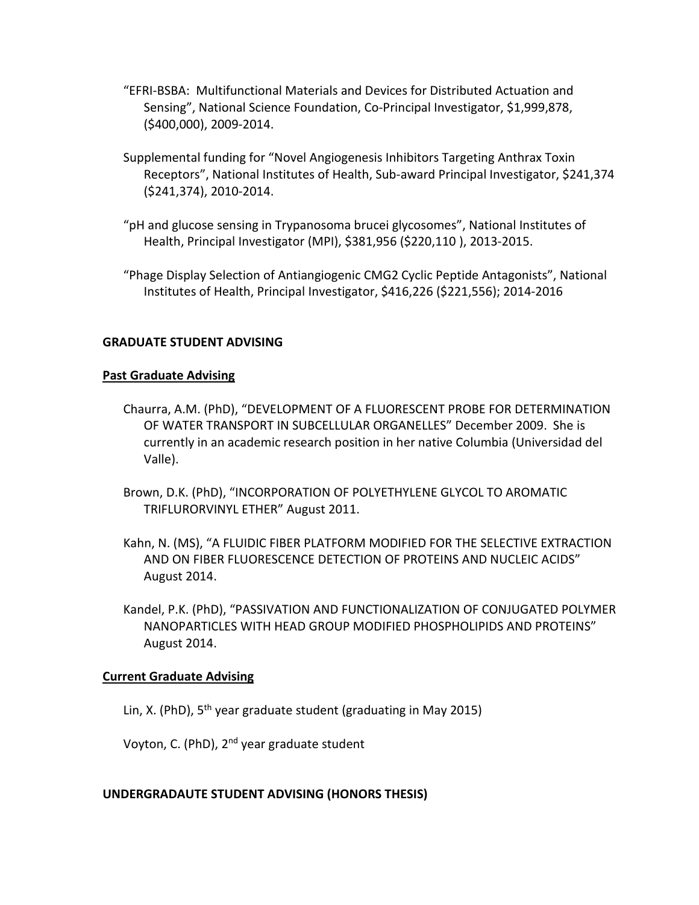"EFRI-BSBA: Multifunctional Materials and Devices for Distributed Actuation and Sensing", National Science Foundation, Co-Principal Investigator, $1,999,878, ($400,000), 2009-2014.

Supplemental funding for "Novel Angiogenesis Inhibitors Targeting Anthrax Toxin Receptors", National Institutes of Health, Sub-award Principal Investigator, $241,374 ($241,374), 2010-2014.

"pH and glucose sensing in Trypanosoma brucei glycosomes", National Institutes of Health, Principal Investigator (MPI), $381,956 ($220,110 ), 2013-2015.

"Phage Display Selection of Antiangiogenic CMG2 Cyclic Peptide Antagonists", National Institutes of Health, Principal Investigator, $416,226 ($221,556); 2014-2016

## GRADUATE STUDENT ADVISING

### Past Graduate Advising

Chaurra, A.M. (PhD), "DEVELOPMENT OF A FLUORESCENT PROBE FOR DETERMINATION OF WATER TRANSPORT IN SUBCELLULAR ORGANELLES" December 2009. She is currently in an academic research position in her native Columbia (Universidad del Valle).

Brown, D.K. (PhD), "INCORPORATION OF POLYETHYLENE GLYCOL TO AROMATIC TRIFLURORVINYL ETHER" August 2011.

Kahn, N. (MS), "A FLUIDIC FIBER PLATFORM MODIFIED FOR THE SELECTIVE EXTRACTION AND ON FIBER FLUORESCENCE DETECTION OF PROTEINS AND NUCLEIC ACIDS" August 2014.

Kandel, P.K. (PhD), "PASSIVATION AND FUNCTIONALIZATION OF CONJUGATED POLYMER NANOPARTICLES WITH HEAD GROUP MODIFIED PHOSPHOLIPIDS AND PROTEINS" August 2014.

### Current Graduate Advising

Lin, X. (PhD), 5th year graduate student (graduating in May 2015)

Voyton, C. (PhD), 2nd year graduate student

## UNDERGRADAUTE STUDENT ADVISING (HONORS THESIS)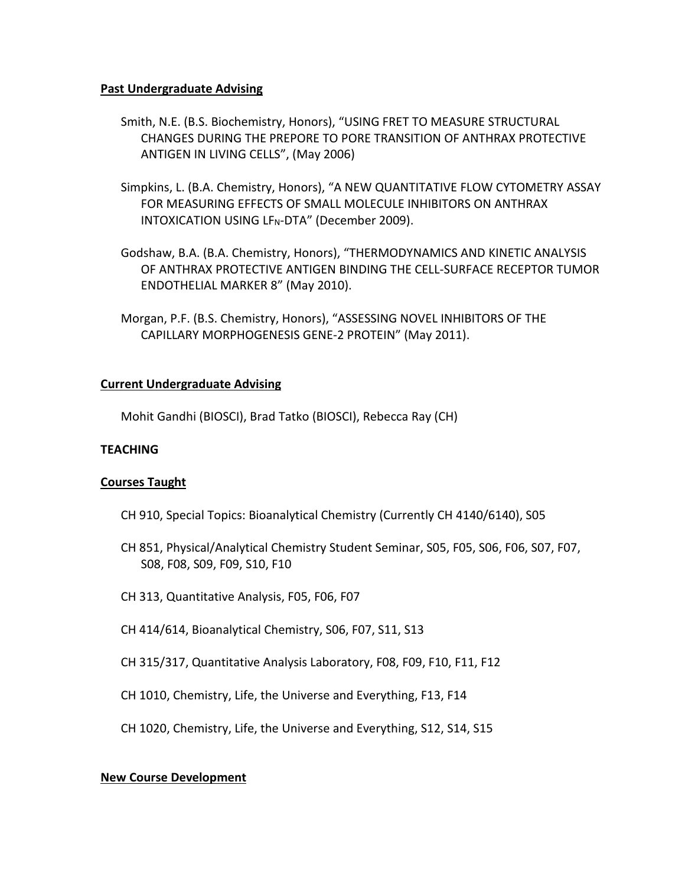**Past Undergraduate Advising**

Smith, N.E. (B.S. Biochemistry, Honors), "USING FRET TO MEASURE STRUCTURAL CHANGES DURING THE PREPORE TO PORE TRANSITION OF ANTHRAX PROTECTIVE ANTIGEN IN LIVING CELLS", (May 2006)

Simpkins, L. (B.A. Chemistry, Honors), "A NEW QUANTITATIVE FLOW CYTOMETRY ASSAY FOR MEASURING EFFECTS OF SMALL MOLECULE INHIBITORS ON ANTHRAX INTOXICATION USING $LF_N$-DTA" (December 2009).

Godshaw, B.A. (B.A. Chemistry, Honors), "THERMODYNAMICS AND KINETIC ANALYSIS OF ANTHRAX PROTECTIVE ANTIGEN BINDING THE CELL-SURFACE RECEPTOR TUMOR ENDOTHELIAL MARKER 8" (May 2010).

Morgan, P.F. (B.S. Chemistry, Honors), "ASSESSING NOVEL INHIBITORS OF THE CAPILLARY MORPHOGENESIS GENE-2 PROTEIN" (May 2011).

**Current Undergraduate Advising**

Mohit Gandhi (BIOSCI), Brad Tatko (BIOSCI), Rebecca Ray (CH)

**TEACHING**

**Courses Taught**

CH 910, Special Topics: Bioanalytical Chemistry (Currently CH 4140/6140), S05

CH 851, Physical/Analytical Chemistry Student Seminar, S05, F05, S06, F06, S07, F07, S08, F08, S09, F09, S10, F10

CH 313, Quantitative Analysis, F05, F06, F07

CH 414/614, Bioanalytical Chemistry, S06, F07, S11, S13

CH 315/317, Quantitative Analysis Laboratory, F08, F09, F10, F11, F12

CH 1010, Chemistry, Life, the Universe and Everything, F13, F14

CH 1020, Chemistry, Life, the Universe and Everything, S12, S14, S15

**New Course Development**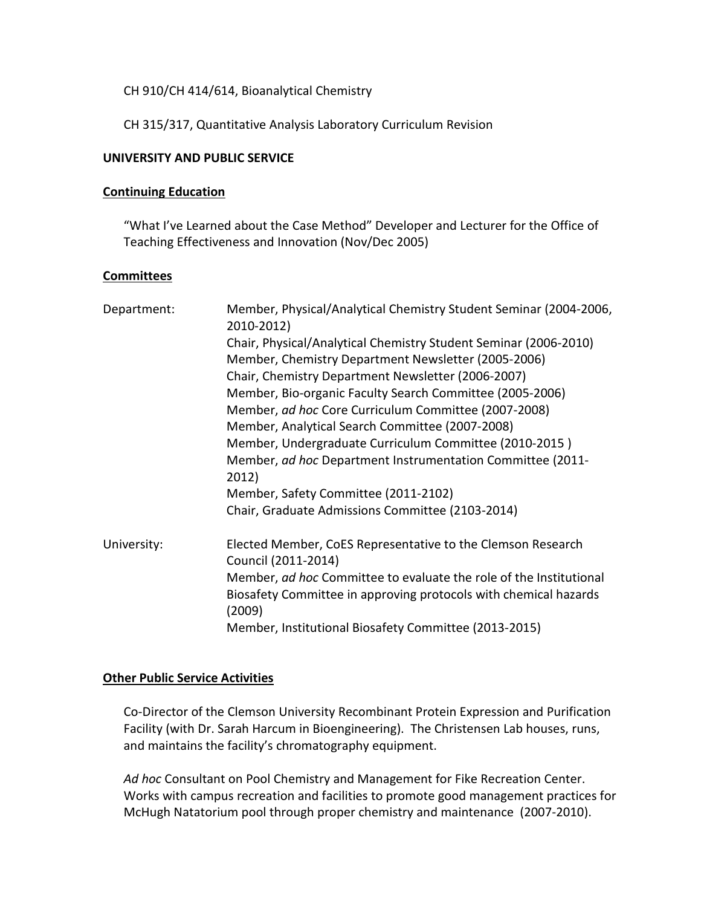CH 910/CH 414/614, Bioanalytical Chemistry

CH 315/317, Quantitative Analysis Laboratory Curriculum Revision

**UNIVERSITY AND PUBLIC SERVICE**

**Continuing Education**

"What I've Learned about the Case Method" Developer and Lecturer for the Office of Teaching Effectiveness and Innovation (Nov/Dec 2005)

**Committees**

Department:

- Member, Physical/Analytical Chemistry Student Seminar (2004-2006, 2010-2012)
- Chair, Physical/Analytical Chemistry Student Seminar (2006-2010)
- Member, Chemistry Department Newsletter (2005-2006)
- Chair, Chemistry Department Newsletter (2006-2007)
- Member, Bio-organic Faculty Search Committee (2005-2006)
- Member, *ad hoc* Core Curriculum Committee (2007-2008)
- Member, Analytical Search Committee (2007-2008)
- Member, Undergraduate Curriculum Committee (2010-2015 )
- Member, *ad hoc* Department Instrumentation Committee (2011-2012)
- Member, Safety Committee (2011-2102)
- Chair, Graduate Admissions Committee (2103-2014)

University:

- Elected Member, CoES Representative to the Clemson Research Council (2011-2014)
- Member, *ad hoc* Committee to evaluate the role of the Institutional Biosafety Committee in approving protocols with chemical hazards (2009)
- Member, Institutional Biosafety Committee (2013-2015)

**Other Public Service Activities**

Co-Director of the Clemson University Recombinant Protein Expression and Purification Facility (with Dr. Sarah Harcum in Bioengineering). The Christensen Lab houses, runs, and maintains the facility's chromatography equipment.

*Ad hoc* Consultant on Pool Chemistry and Management for Fike Recreation Center. Works with campus recreation and facilities to promote good management practices for McHugh Natatorium pool through proper chemistry and maintenance (2007-2010).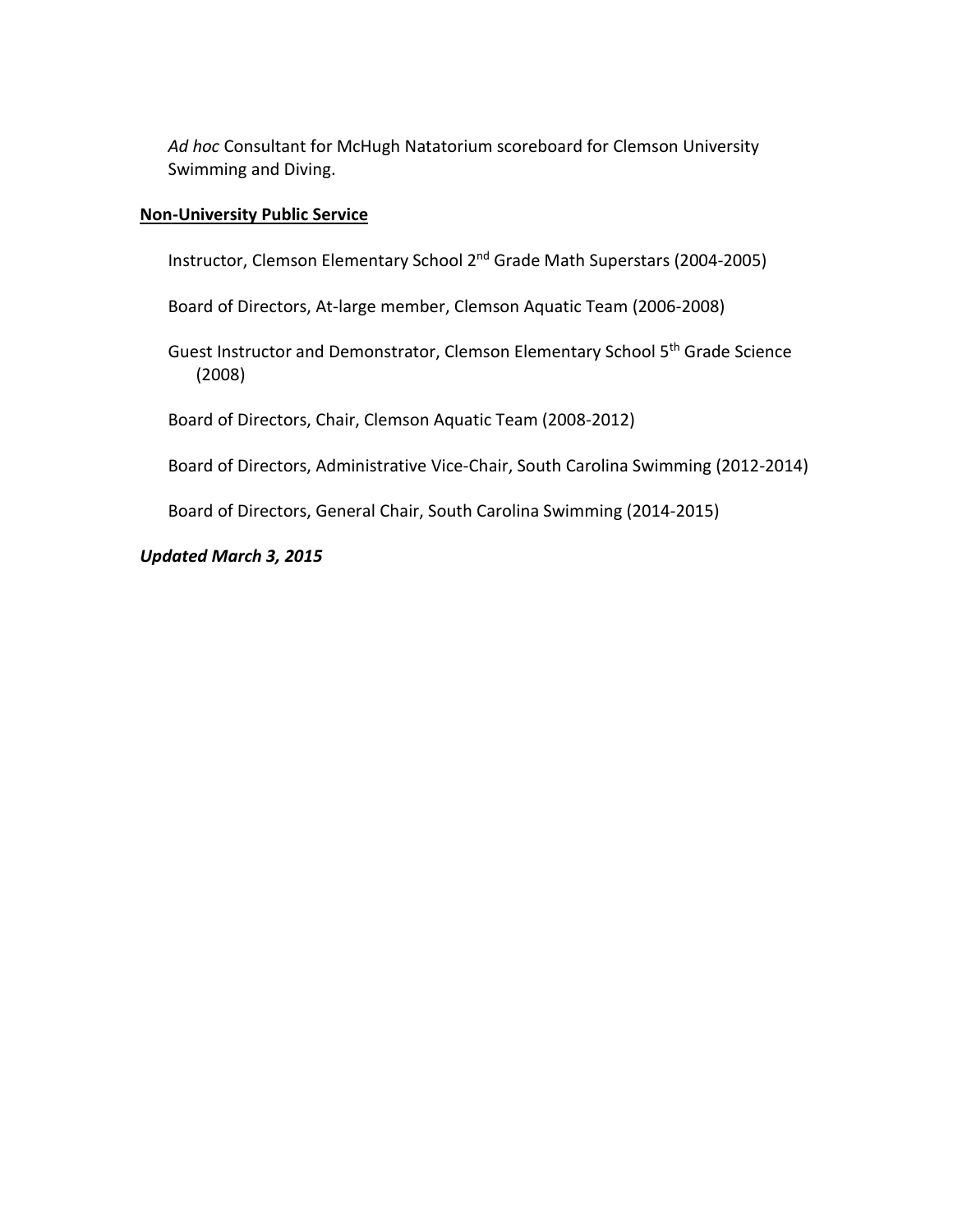*Ad hoc* Consultant for McHugh Natatorium scoreboard for Clemson University Swimming and Diving.

**Non-University Public Service**

Instructor, Clemson Elementary School 2nd Grade Math Superstars (2004-2005)

Board of Directors, At-large member, Clemson Aquatic Team (2006-2008)

Guest Instructor and Demonstrator, Clemson Elementary School 5th Grade Science (2008)

Board of Directors, Chair, Clemson Aquatic Team (2008-2012)

Board of Directors, Administrative Vice-Chair, South Carolina Swimming (2012-2014)

Board of Directors, General Chair, South Carolina Swimming (2014-2015)

***Updated March 3, 2015***